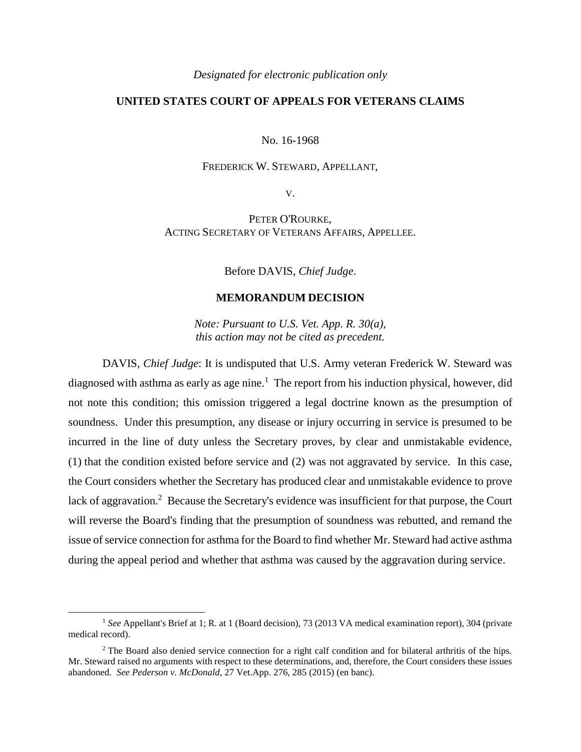*Designated for electronic publication only*

# UNITED STATES COURT OF APPEALS FOR VETERANS CLAIMS

No. 16-1968

FREDERICK W. STEWARD, APPELLANT,

V.

PETER O'ROURKE,
ACTING SECRETARY OF VETERANS AFFAIRS, APPELLEE.

Before DAVIS, *Chief Judge*.

## MEMORANDUM DECISION

*Note: Pursuant to U.S. Vet. App. R. 30(a), this action may not be cited as precedent.*

DAVIS, *Chief Judge*: It is undisputed that U.S. Army veteran Frederick W. Steward was diagnosed with asthma as early as age nine.[1] The report from his induction physical, however, did not note this condition; this omission triggered a legal doctrine known as the presumption of soundness. Under this presumption, any disease or injury occurring in service is presumed to be incurred in the line of duty unless the Secretary proves, by clear and unmistakable evidence, (1) that the condition existed before service and (2) was not aggravated by service. In this case, the Court considers whether the Secretary has produced clear and unmistakable evidence to prove lack of aggravation.[2] Because the Secretary's evidence was insufficient for that purpose, the Court will reverse the Board's finding that the presumption of soundness was rebutted, and remand the issue of service connection for asthma for the Board to find whether Mr. Steward had active asthma during the appeal period and whether that asthma was caused by the aggravation during service.

---

[1] *See* Appellant's Brief at 1; R. at 1 (Board decision), 73 (2013 VA medical examination report), 304 (private medical record).

[2] The Board also denied service connection for a right calf condition and for bilateral arthritis of the hips. Mr. Steward raised no arguments with respect to these determinations, and, therefore, the Court considers these issues abandoned. *See Pederson v. McDonald*, 27 Vet.App. 276, 285 (2015) (en banc).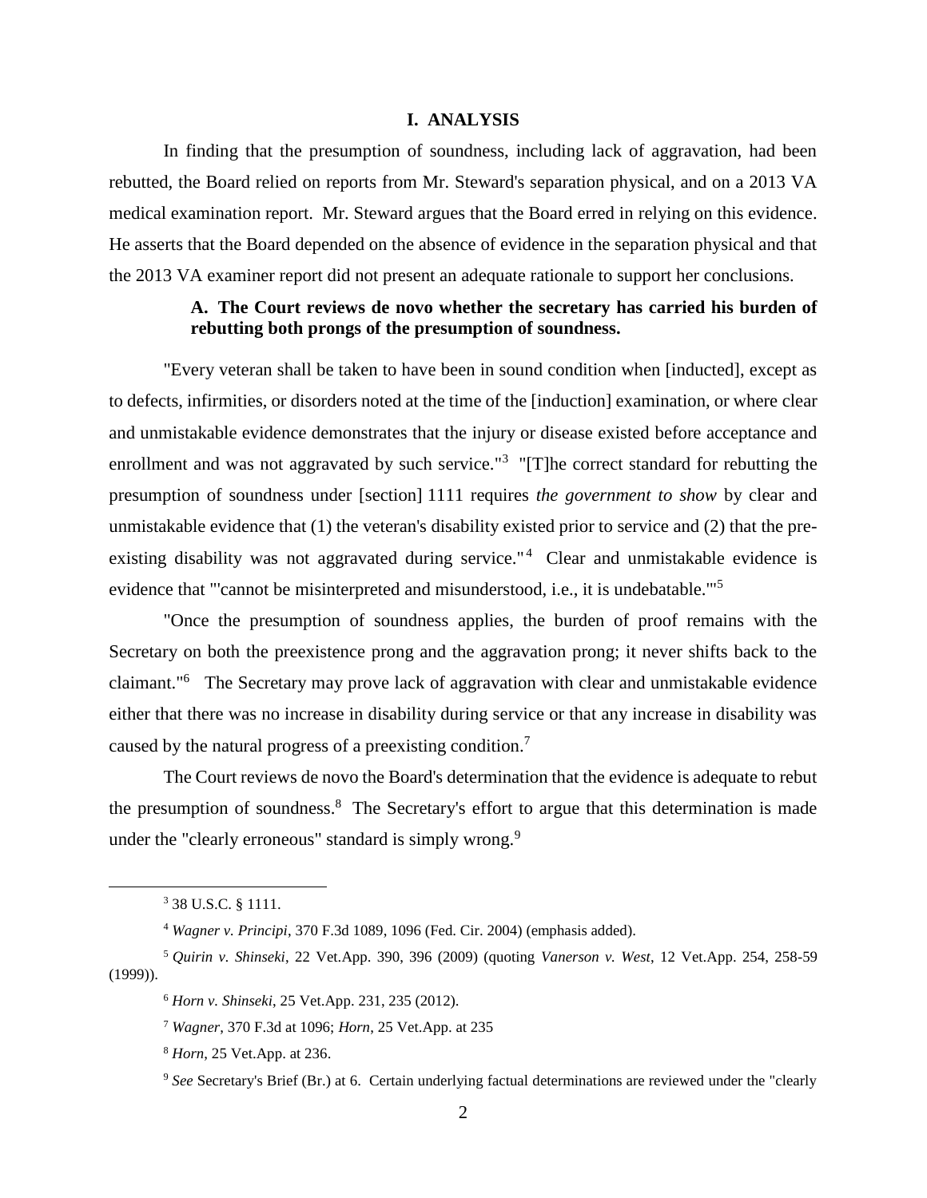## I. ANALYSIS

In finding that the presumption of soundness, including lack of aggravation, had been rebutted, the Board relied on reports from Mr. Steward's separation physical, and on a 2013 VA medical examination report. Mr. Steward argues that the Board erred in relying on this evidence. He asserts that the Board depended on the absence of evidence in the separation physical and that the 2013 VA examiner report did not present an adequate rationale to support her conclusions.

### A. The Court reviews de novo whether the secretary has carried his burden of rebutting both prongs of the presumption of soundness.

"Every veteran shall be taken to have been in sound condition when [inducted], except as to defects, infirmities, or disorders noted at the time of the [induction] examination, or where clear and unmistakable evidence demonstrates that the injury or disease existed before acceptance and enrollment and was not aggravated by such service."[3] "[T]he correct standard for rebutting the presumption of soundness under [section] 1111 requires *the government to show* by clear and unmistakable evidence that (1) the veteran's disability existed prior to service and (2) that the pre-existing disability was not aggravated during service."[4] Clear and unmistakable evidence is evidence that "'cannot be misinterpreted and misunderstood, i.e., it is undebatable.'"[5]

"Once the presumption of soundness applies, the burden of proof remains with the Secretary on both the preexistence prong and the aggravation prong; it never shifts back to the claimant."[6] The Secretary may prove lack of aggravation with clear and unmistakable evidence either that there was no increase in disability during service or that any increase in disability was caused by the natural progress of a preexisting condition.[7]

The Court reviews de novo the Board's determination that the evidence is adequate to rebut the presumption of soundness.[8] The Secretary's effort to argue that this determination is made under the "clearly erroneous" standard is simply wrong.[9]

---

[3] 38 U.S.C. § 1111.

[4] *Wagner v. Principi*, 370 F.3d 1089, 1096 (Fed. Cir. 2004) (emphasis added).

[5] *Quirin v. Shinseki*, 22 Vet.App. 390, 396 (2009) (quoting *Vanerson v. West*, 12 Vet.App. 254, 258-59 (1999)).

[6] *Horn v. Shinseki*, 25 Vet.App. 231, 235 (2012).

[7] *Wagner*, 370 F.3d at 1096; *Horn*, 25 Vet.App. at 235

[8] *Horn*, 25 Vet.App. at 236.

[9] *See* Secretary's Brief (Br.) at 6. Certain underlying factual determinations are reviewed under the "clearly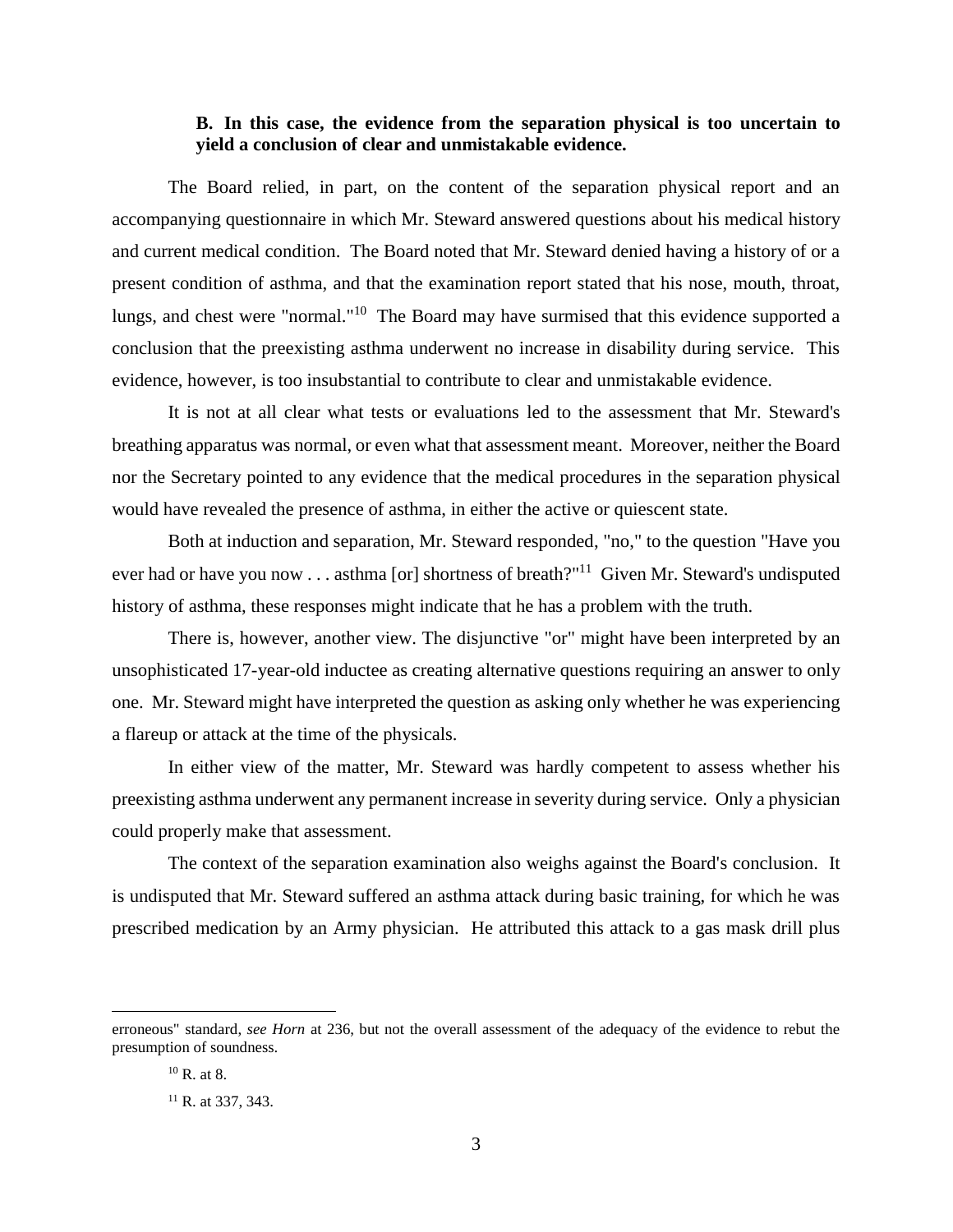**B. In this case, the evidence from the separation physical is too uncertain to yield a conclusion of clear and unmistakable evidence.**

The Board relied, in part, on the content of the separation physical report and an accompanying questionnaire in which Mr. Steward answered questions about his medical history and current medical condition. The Board noted that Mr. Steward denied having a history of or a present condition of asthma, and that the examination report stated that his nose, mouth, throat, lungs, and chest were "normal."[10] The Board may have surmised that this evidence supported a conclusion that the preexisting asthma underwent no increase in disability during service. This evidence, however, is too insubstantial to contribute to clear and unmistakable evidence.

It is not at all clear what tests or evaluations led to the assessment that Mr. Steward's breathing apparatus was normal, or even what that assessment meant. Moreover, neither the Board nor the Secretary pointed to any evidence that the medical procedures in the separation physical would have revealed the presence of asthma, in either the active or quiescent state.

Both at induction and separation, Mr. Steward responded, "no," to the question "Have you ever had or have you now . . . asthma [or] shortness of breath?"[11] Given Mr. Steward's undisputed history of asthma, these responses might indicate that he has a problem with the truth.

There is, however, another view. The disjunctive "or" might have been interpreted by an unsophisticated 17-year-old inductee as creating alternative questions requiring an answer to only one. Mr. Steward might have interpreted the question as asking only whether he was experiencing a flareup or attack at the time of the physicals.

In either view of the matter, Mr. Steward was hardly competent to assess whether his preexisting asthma underwent any permanent increase in severity during service. Only a physician could properly make that assessment.

The context of the separation examination also weighs against the Board's conclusion. It is undisputed that Mr. Steward suffered an asthma attack during basic training, for which he was prescribed medication by an Army physician. He attributed this attack to a gas mask drill plus

---

erroneous" standard, *see Horn* at 236, but not the overall assessment of the adequacy of the evidence to rebut the presumption of soundness.

[10] R. at 8.

[11] R. at 337, 343.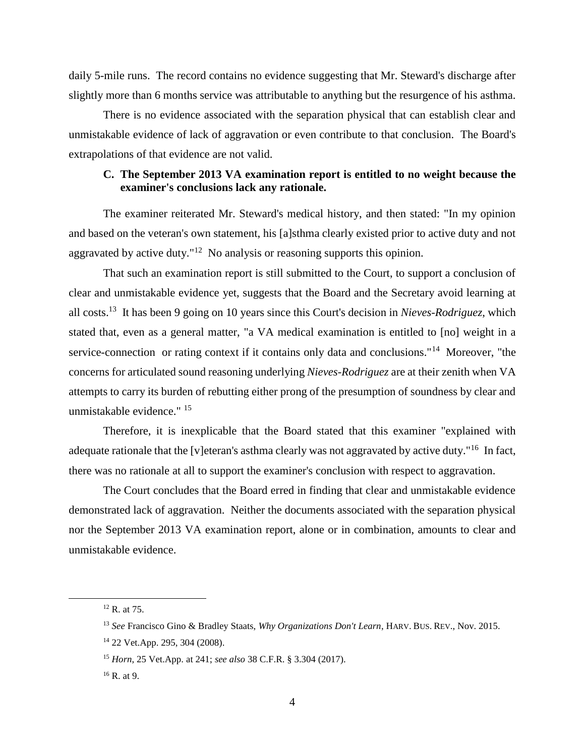daily 5-mile runs. The record contains no evidence suggesting that Mr. Steward's discharge after slightly more than 6 months service was attributable to anything but the resurgence of his asthma.

There is no evidence associated with the separation physical that can establish clear and unmistakable evidence of lack of aggravation or even contribute to that conclusion. The Board's extrapolations of that evidence are not valid.

### C. The September 2013 VA examination report is entitled to no weight because the examiner's conclusions lack any rationale.

The examiner reiterated Mr. Steward's medical history, and then stated: "In my opinion and based on the veteran's own statement, his [a]sthma clearly existed prior to active duty and not aggravated by active duty."[12] No analysis or reasoning supports this opinion.

That such an examination report is still submitted to the Court, to support a conclusion of clear and unmistakable evidence yet, suggests that the Board and the Secretary avoid learning at all costs.[13] It has been 9 going on 10 years since this Court's decision in *Nieves-Rodriguez*, which stated that, even as a general matter, "a VA medical examination is entitled to [no] weight in a service-connection or rating context if it contains only data and conclusions."[14] Moreover, "the concerns for articulated sound reasoning underlying *Nieves-Rodriguez* are at their zenith when VA attempts to carry its burden of rebutting either prong of the presumption of soundness by clear and unmistakable evidence." [15]

Therefore, it is inexplicable that the Board stated that this examiner "explained with adequate rationale that the [v]eteran's asthma clearly was not aggravated by active duty."[16] In fact, there was no rationale at all to support the examiner's conclusion with respect to aggravation.

The Court concludes that the Board erred in finding that clear and unmistakable evidence demonstrated lack of aggravation. Neither the documents associated with the separation physical nor the September 2013 VA examination report, alone or in combination, amounts to clear and unmistakable evidence.

---

[12] R. at 75.

[13] *See* Francisco Gino & Bradley Staats, *Why Organizations Don't Learn*, HARV. BUS. REV., Nov. 2015.

[14] 22 Vet.App. 295, 304 (2008).

[15] *Horn*, 25 Vet.App. at 241; *see also* 38 C.F.R. § 3.304 (2017).

[16] R. at 9.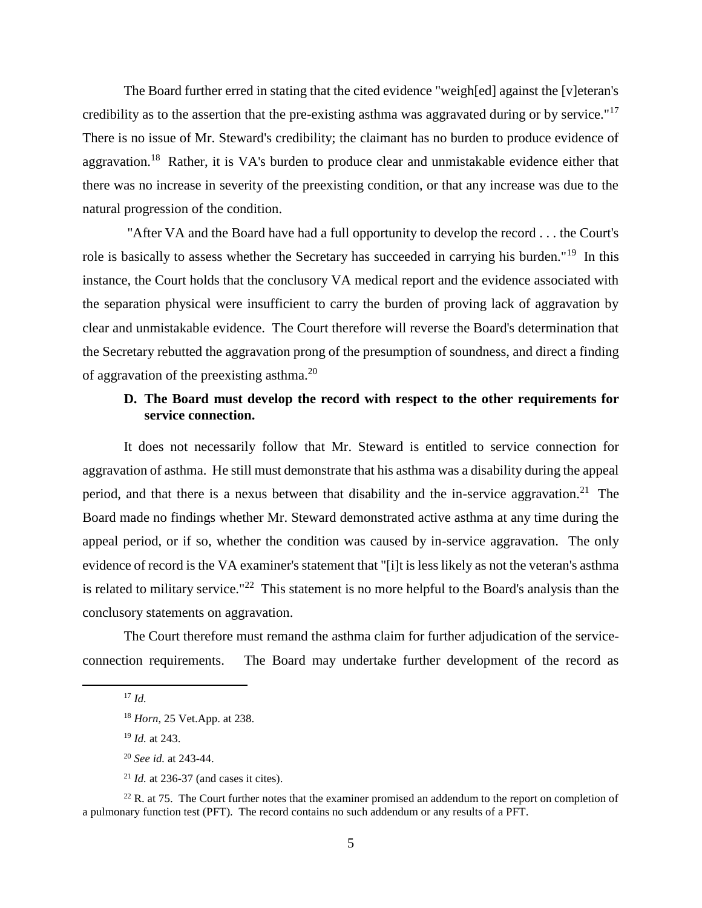The Board further erred in stating that the cited evidence "weigh[ed] against the [v]eteran's credibility as to the assertion that the pre-existing asthma was aggravated during or by service."[17] There is no issue of Mr. Steward's credibility; the claimant has no burden to produce evidence of aggravation.[18] Rather, it is VA's burden to produce clear and unmistakable evidence either that there was no increase in severity of the preexisting condition, or that any increase was due to the natural progression of the condition.

"After VA and the Board have had a full opportunity to develop the record . . . the Court's role is basically to assess whether the Secretary has succeeded in carrying his burden."[19] In this instance, the Court holds that the conclusory VA medical report and the evidence associated with the separation physical were insufficient to carry the burden of proving lack of aggravation by clear and unmistakable evidence. The Court therefore will reverse the Board's determination that the Secretary rebutted the aggravation prong of the presumption of soundness, and direct a finding of aggravation of the preexisting asthma.[20]

### D. The Board must develop the record with respect to the other requirements for service connection.

It does not necessarily follow that Mr. Steward is entitled to service connection for aggravation of asthma. He still must demonstrate that his asthma was a disability during the appeal period, and that there is a nexus between that disability and the in-service aggravation.[21] The Board made no findings whether Mr. Steward demonstrated active asthma at any time during the appeal period, or if so, whether the condition was caused by in-service aggravation. The only evidence of record is the VA examiner's statement that "[i]t is less likely as not the veteran's asthma is related to military service."[22] This statement is no more helpful to the Board's analysis than the conclusory statements on aggravation.

The Court therefore must remand the asthma claim for further adjudication of the service-connection requirements. The Board may undertake further development of the record as

---

[17] *Id.*

[18] *Horn*, 25 Vet.App. at 238.

[19] *Id.* at 243.

[20] *See id.* at 243-44.

[21] *Id.* at 236-37 (and cases it cites).

[22] R. at 75. The Court further notes that the examiner promised an addendum to the report on completion of a pulmonary function test (PFT). The record contains no such addendum or any results of a PFT.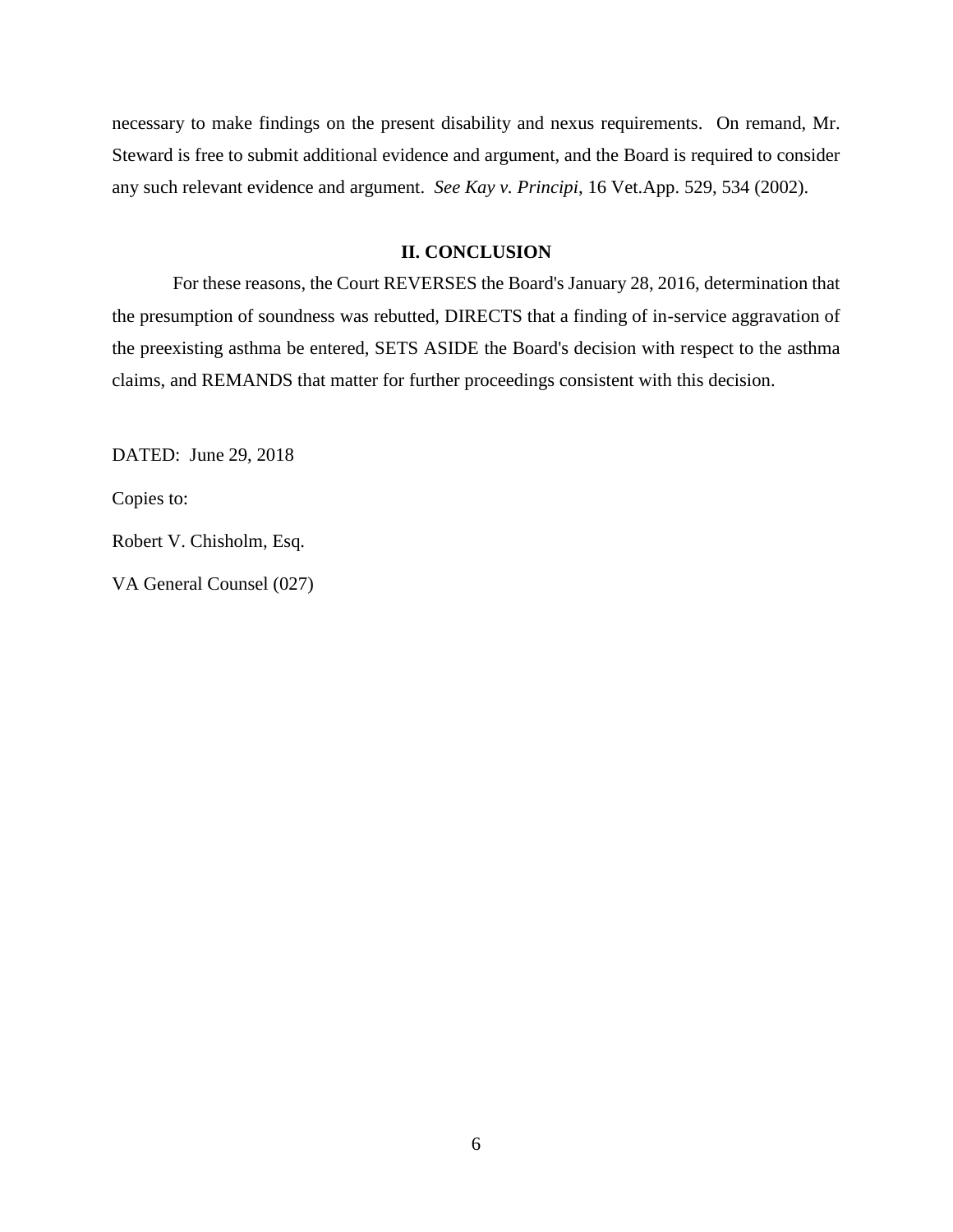necessary to make findings on the present disability and nexus requirements. On remand, Mr. Steward is free to submit additional evidence and argument, and the Board is required to consider any such relevant evidence and argument. *See Kay v. Principi*, 16 Vet.App. 529, 534 (2002).

## II. CONCLUSION

For these reasons, the Court REVERSES the Board's January 28, 2016, determination that the presumption of soundness was rebutted, DIRECTS that a finding of in-service aggravation of the preexisting asthma be entered, SETS ASIDE the Board's decision with respect to the asthma claims, and REMANDS that matter for further proceedings consistent with this decision.

DATED: June 29, 2018

Copies to:

Robert V. Chisholm, Esq.

VA General Counsel (027)